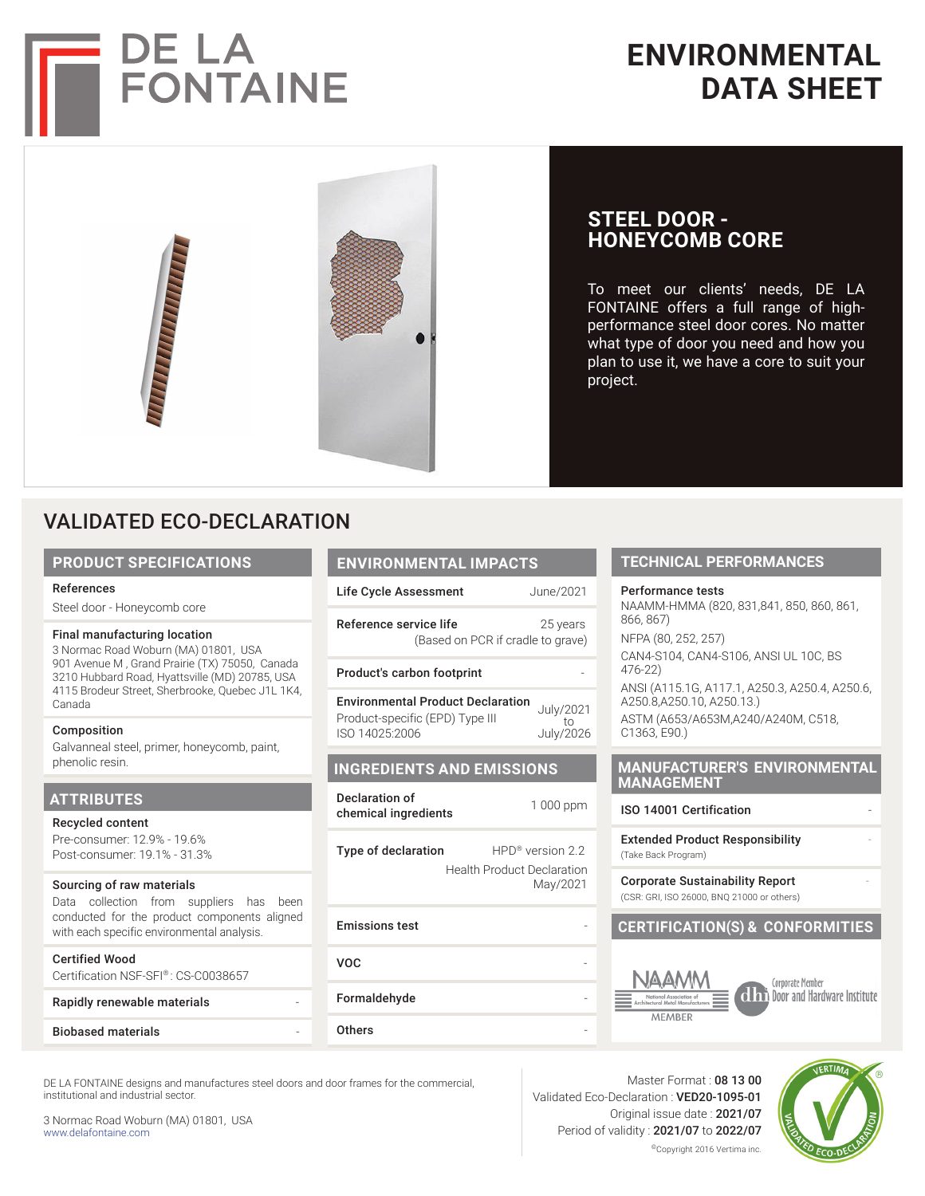# DE LA FONTAINE

# ENVIRONMENTAL DATA SHEET

## STEEL DOOR - HONEYCOMB CORE

To meet our clients' needs, DE LA FONTAINE offers a full range of high-performance steel door cores. No matter what type of door you need and how you plan to use it, we have a core to suit your project.

## VALIDATED ECO-DECLARATION

### PRODUCT SPECIFICATIONS

**References**
Steel door - Honeycomb core

**Final manufacturing location**
3 Normac Road Woburn (MA) 01801, USA
901 Avenue M , Grand Prairie (TX) 75050, Canada
3210 Hubbard Road, Hyattsville (MD) 20785, USA
4115 Brodeur Street, Sherbrooke, Quebec J1L 1K4, Canada

**Composition**
Galvanneal steel, primer, honeycomb, paint, phenolic resin.

### ATTRIBUTES

**Recycled content**
Pre-consumer: 12.9% - 19.6%
Post-consumer: 19.1% - 31.3%

**Sourcing of raw materials**
Data collection from suppliers has been conducted for the product components aligned with each specific environmental analysis.

**Certified Wood**
Certification NSF-SFI®: CS-C0038657

**Rapidly renewable materials** -

**Biobased materials** -

### ENVIRONMENTAL IMPACTS

| | |
|---|---|
| **Life Cycle Assessment** | June/2021 |
| **Reference service life** | 25 years (Based on PCR if cradle to grave) |
| **Product's carbon footprint** | - |
| **Environmental Product Declaration** Product-specific (EPD) Type III ISO 14025:2006 | July/2021 to July/2026 |

### INGREDIENTS AND EMISSIONS

| | |
|---|---|
| **Declaration of chemical ingredients** | 1 000 ppm |
| **Type of declaration** | HPD® version 2.2 Health Product Declaration May/2021 |
| **Emissions test** | - |
| **VOC** | - |
| **Formaldehyde** | - |
| **Others** | - |

### TECHNICAL PERFORMANCES

**Performance tests**
NAAMM-HMMA (820, 831,841, 850, 860, 861, 866, 867)
NFPA (80, 252, 257)
CAN4-S104, CAN4-S106, ANSI UL 10C, BS 476-22)
ANSI (A115.1G, A117.1, A250.3, A250.4, A250.6, A250.8,A250.10, A250.13.)
ASTM (A653/A653M,A240/A240M, C518, C1363, E90.)

### MANUFACTURER'S ENVIRONMENTAL MANAGEMENT

| | |
|---|---|
| **ISO 14001 Certification** | - |
| **Extended Product Responsibility** (Take Back Program) | - |
| **Corporate Sustainability Report** (CSR: GRI, ISO 26000, BNQ 21000 or others) | - |

### CERTIFICATION(S) & CONFORMITIES

NAAMM National Association of Architectural Metal Manufacturers MEMBER

dhi Corporate Member Door and Hardware Institute

---

DE LA FONTAINE designs and manufactures steel doors and door frames for the commercial, institutional and industrial sector.

3 Normac Road Woburn (MA) 01801, USA
www.delafontaine.com

Master Format : **08 13 00**
Validated Eco-Declaration : **VED20-1095-01**
Original issue date : **2021/07**
Period of validity : **2021/07** to **2022/07**

©Copyright 2016 Vertima inc.

VERTIMA® VALIDATED ECO-DECLARATION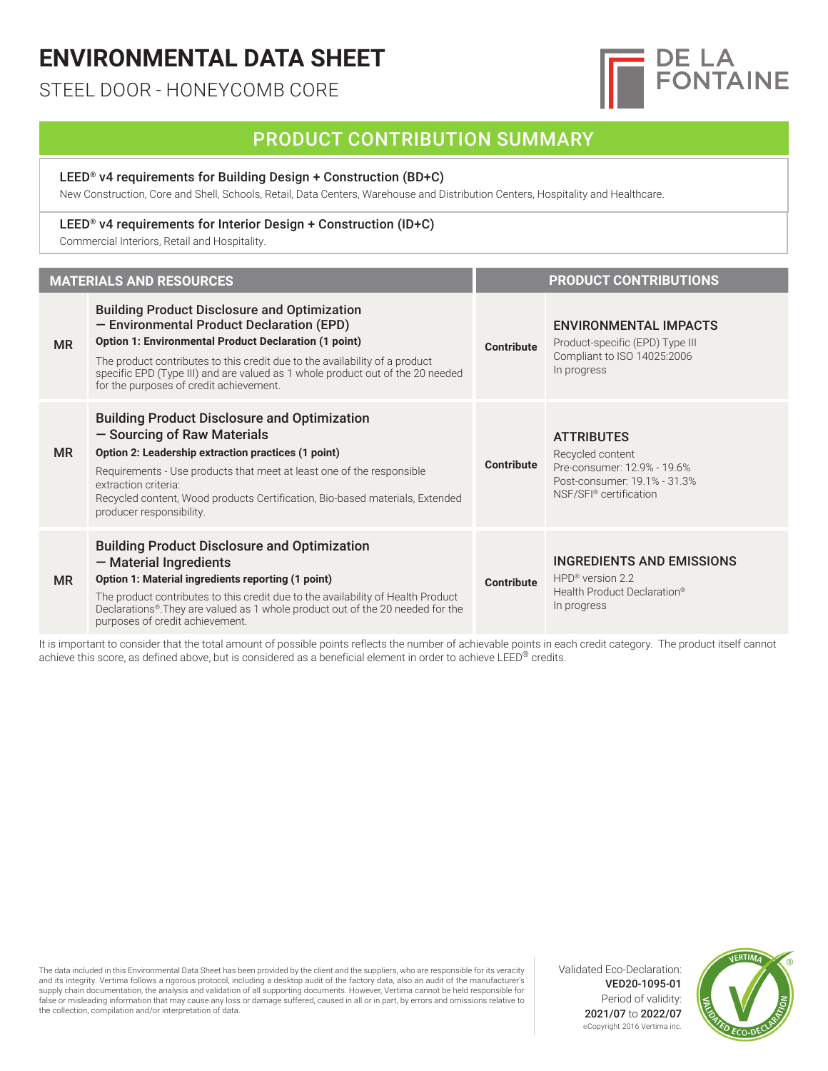# ENVIRONMENTAL DATA SHEET

STEEL DOOR - HONEYCOMB CORE

DE LA FONTAINE

## PRODUCT CONTRIBUTION SUMMARY

**LEED® v4 requirements for Building Design + Construction (BD+C)**

New Construction, Core and Shell, Schools, Retail, Data Centers, Warehouse and Distribution Centers, Hospitality and Healthcare.

**LEED® v4 requirements for Interior Design + Construction (ID+C)**

Commercial Interiors, Retail and Hospitality.

| MATERIALS AND RESOURCES | | PRODUCT CONTRIBUTIONS | |
|---|---|---|---|
| MR | **Building Product Disclosure and Optimization — Environmental Product Declaration (EPD)**<br>**Option 1: Environmental Product Declaration (1 point)**<br>The product contributes to this credit due to the availability of a product specific EPD (Type III) and are valued as 1 whole product out of the 20 needed for the purposes of credit achievement. | **Contribute** | ENVIRONMENTAL IMPACTS<br>Product-specific (EPD) Type III<br>Compliant to ISO 14025:2006<br>In progress |
| MR | **Building Product Disclosure and Optimization — Sourcing of Raw Materials**<br>**Option 2: Leadership extraction practices (1 point)**<br>Requirements - Use products that meet at least one of the responsible extraction criteria:<br>Recycled content, Wood products Certification, Bio-based materials, Extended producer responsibility. | **Contribute** | ATTRIBUTES<br>Recycled content<br>Pre-consumer: 12.9% - 19.6%<br>Post-consumer: 19.1% - 31.3%<br>NSF/SFI® certification |
| MR | **Building Product Disclosure and Optimization — Material Ingredients**<br>**Option 1: Material ingredients reporting (1 point)**<br>The product contributes to this credit due to the availability of Health Product Declarations®.They are valued as 1 whole product out of the 20 needed for the purposes of credit achievement. | **Contribute** | INGREDIENTS AND EMISSIONS<br>HPD® version 2.2<br>Health Product Declaration®<br>In progress |

It is important to consider that the total amount of possible points reflects the number of achievable points in each credit category. The product itself cannot achieve this score, as defined above, but is considered as a beneficial element in order to achieve LEED® credits.

The data included in this Environmental Data Sheet has been provided by the client and the suppliers, who are responsible for its veracity and its integrity. Vertima follows a rigorous protocol, including a desktop audit of the factory data, also an audit of the manufacturer's supply chain documentation, the analysis and validation of all supporting documents. However, Vertima cannot be held responsible for false or misleading information that may cause any loss or damage suffered, caused in all or in part, by errors and omissions relative to the collection, compilation and/or interpretation of data.

Validated Eco-Declaration:
**VED20-1095-01**
Period of validity:
**2021/07** to **2022/07**
©Copyright 2016 Vertima inc.

VERTIMA® VALIDATED ECO-DECLARATION